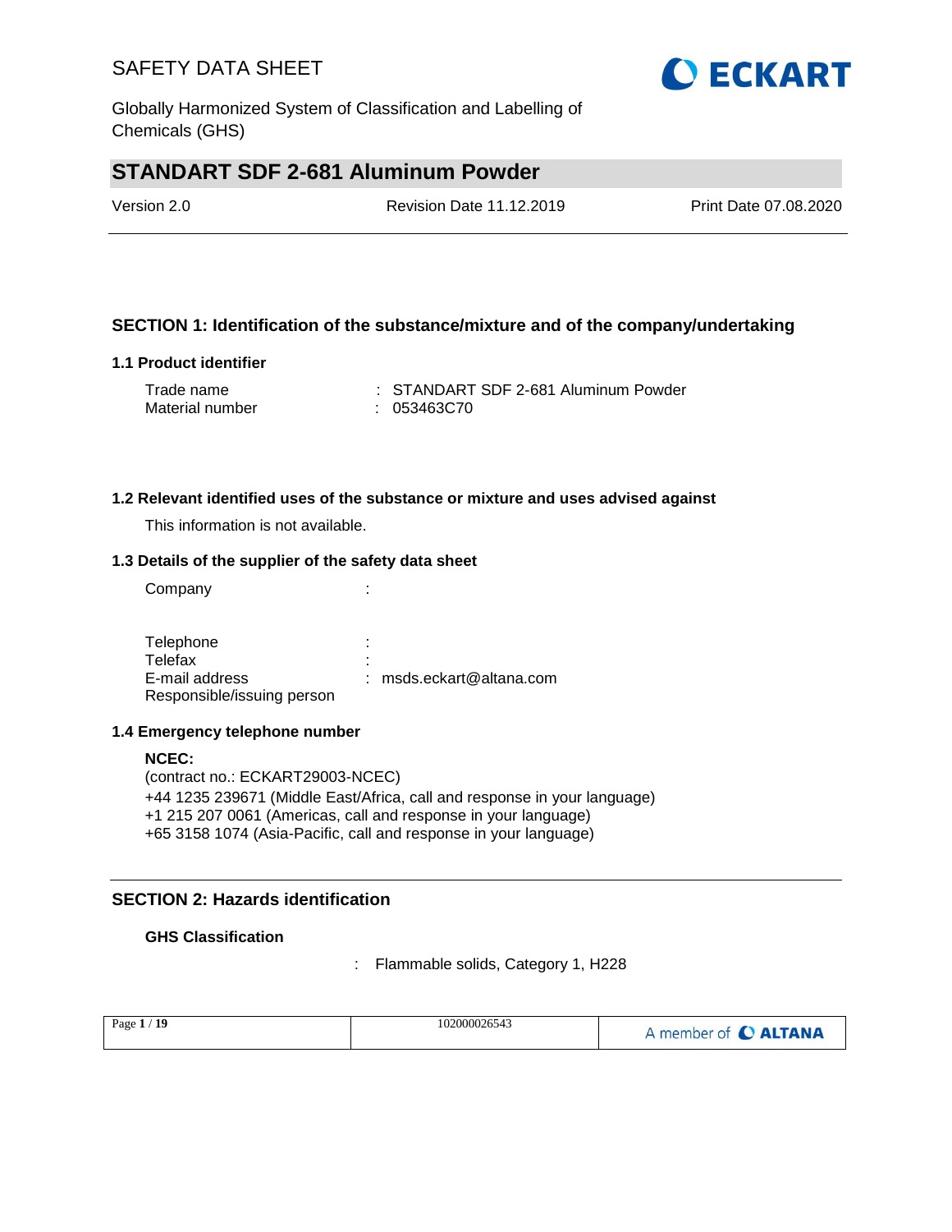# SAFETY DATA SHEET

Globally Harmonized System of Classification and Labelling of Chemicals (GHS)

## STANDART SDF 2-681 Aluminum Powder

Version 2.0 &nbsp;&nbsp;&nbsp; Revision Date 11.12.2019 &nbsp;&nbsp;&nbsp; Print Date 07.08.2020

---

## SECTION 1: Identification of the substance/mixture and of the company/undertaking

### 1.1 Product identifier

Trade name : STANDART SDF 2-681 Aluminum Powder
Material number : 053463C70

### 1.2 Relevant identified uses of the substance or mixture and uses advised against

This information is not available.

### 1.3 Details of the supplier of the safety data sheet

Company :

Telephone :
Telefax :
E-mail address : msds.eckart@altana.com
Responsible/issuing person

### 1.4 Emergency telephone number

**NCEC:**
(contract no.: ECKART29003-NCEC)
+44 1235 239671 (Middle East/Africa, call and response in your language)
+1 215 207 0061 (Americas, call and response in your language)
+65 3158 1074 (Asia-Pacific, call and response in your language)

---

## SECTION 2: Hazards identification

**GHS Classification**

: Flammable solids, Category 1, H228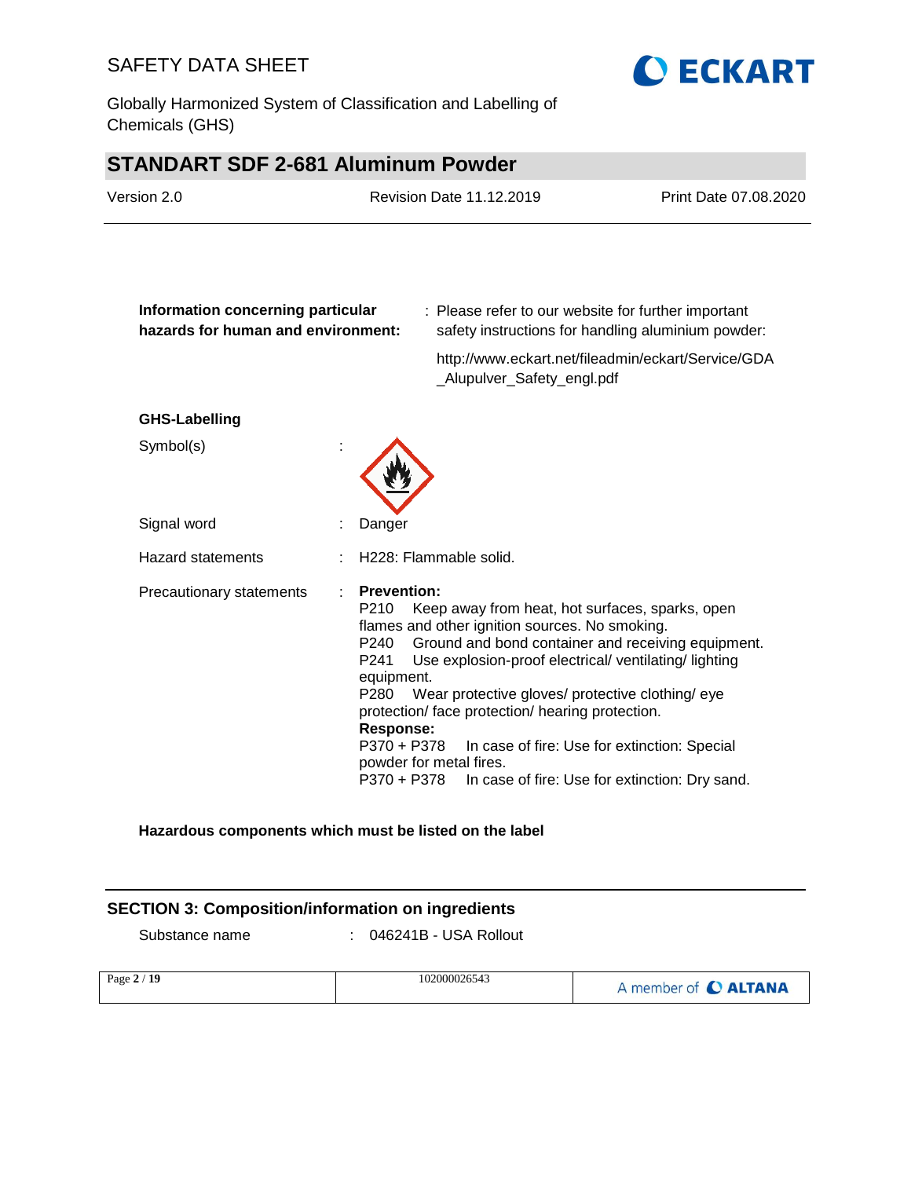**Information concerning particular hazards for human and environment:** : Please refer to our website for further important safety instructions for handling aluminium powder:

http://www.eckart.net/fileadmin/eckart/Service/GDA_Alupulver_Safety_engl.pdf

**GHS-Labelling**

Symbol(s) :

Signal word : Danger

Hazard statements : H228: Flammable solid.

Precautionary statements :

**Prevention:**

P210 Keep away from heat, hot surfaces, sparks, open flames and other ignition sources. No smoking.

P240 Ground and bond container and receiving equipment.

P241 Use explosion-proof electrical/ ventilating/ lighting equipment.

P280 Wear protective gloves/ protective clothing/ eye protection/ face protection/ hearing protection.

**Response:**

P370 + P378 In case of fire: Use for extinction: Special powder for metal fires.

P370 + P378 In case of fire: Use for extinction: Dry sand.

**Hazardous components which must be listed on the label**

## SECTION 3: Composition/information on ingredients

Substance name : 046241B - USA Rollout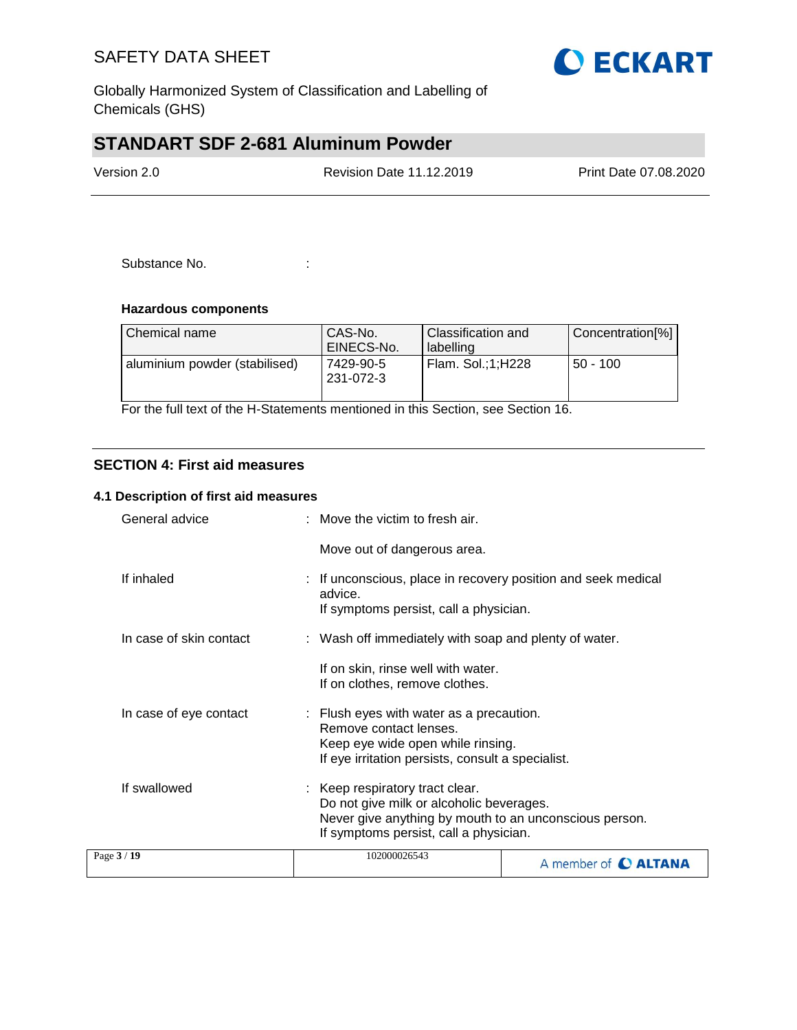Substance No. :

**Hazardous components**

| Chemical name | CAS-No. EINECS-No. | Classification and labelling | Concentration[%] |
|---|---|---|---|
| aluminium powder (stabilised) | 7429-90-5 231-072-3 | Flam. Sol.;1;H228 | 50 - 100 |

For the full text of the H-Statements mentioned in this Section, see Section 16.

## SECTION 4: First aid measures

### 4.1 Description of first aid measures

General advice : Move the victim to fresh air.

Move out of dangerous area.

If inhaled : If unconscious, place in recovery position and seek medical advice.
If symptoms persist, call a physician.

In case of skin contact : Wash off immediately with soap and plenty of water.

If on skin, rinse well with water.
If on clothes, remove clothes.

In case of eye contact : Flush eyes with water as a precaution.
Remove contact lenses.
Keep eye wide open while rinsing.
If eye irritation persists, consult a specialist.

If swallowed : Keep respiratory tract clear.
Do not give milk or alcoholic beverages.
Never give anything by mouth to an unconscious person.
If symptoms persist, call a physician.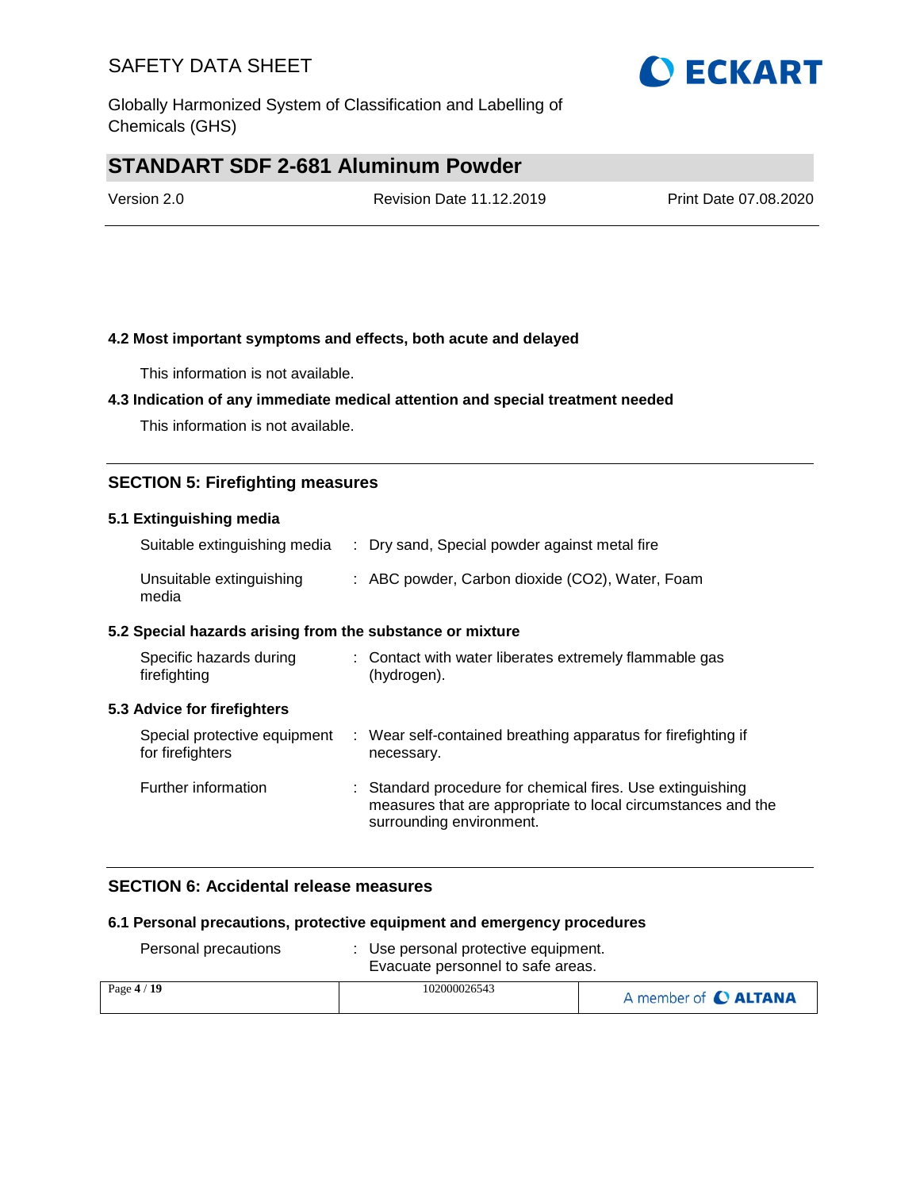### 4.2 Most important symptoms and effects, both acute and delayed

This information is not available.

### 4.3 Indication of any immediate medical attention and special treatment needed

This information is not available.

## SECTION 5: Firefighting measures

### 5.1 Extinguishing media

| | |
|---|---|
| Suitable extinguishing media | : Dry sand, Special powder against metal fire |
| Unsuitable extinguishing media | : ABC powder, Carbon dioxide ($CO_2$), Water, Foam |

### 5.2 Special hazards arising from the substance or mixture

| | |
|---|---|
| Specific hazards during firefighting | : Contact with water liberates extremely flammable gas (hydrogen). |

### 5.3 Advice for firefighters

| | |
|---|---|
| Special protective equipment for firefighters | : Wear self-contained breathing apparatus for firefighting if necessary. |
| Further information | : Standard procedure for chemical fires. Use extinguishing measures that are appropriate to local circumstances and the surrounding environment. |

## SECTION 6: Accidental release measures

### 6.1 Personal precautions, protective equipment and emergency procedures

| | |
|---|---|
| Personal precautions | : Use personal protective equipment. Evacuate personnel to safe areas. |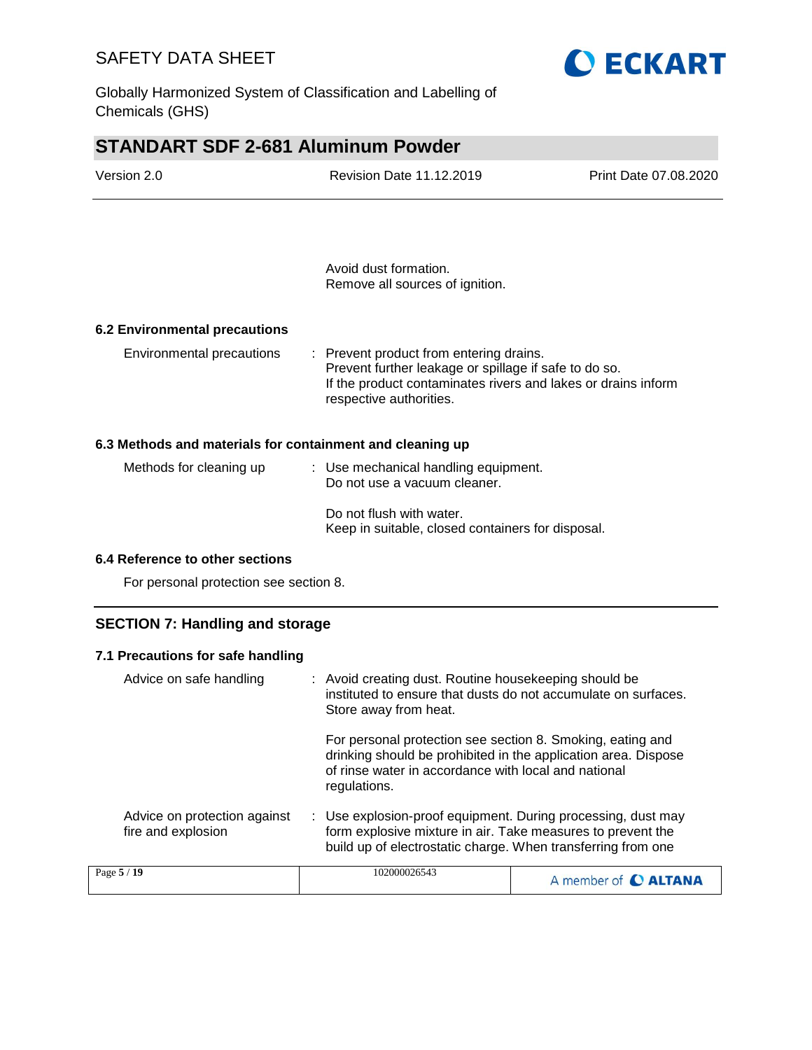Avoid dust formation.
Remove all sources of ignition.

### 6.2 Environmental precautions

Environmental precautions : Prevent product from entering drains.
Prevent further leakage or spillage if safe to do so.
If the product contaminates rivers and lakes or drains inform respective authorities.

### 6.3 Methods and materials for containment and cleaning up

Methods for cleaning up : Use mechanical handling equipment.
Do not use a vacuum cleaner.

Do not flush with water.
Keep in suitable, closed containers for disposal.

### 6.4 Reference to other sections

For personal protection see section 8.

## SECTION 7: Handling and storage

### 7.1 Precautions for safe handling

Advice on safe handling : Avoid creating dust. Routine housekeeping should be instituted to ensure that dusts do not accumulate on surfaces. Store away from heat.

For personal protection see section 8. Smoking, eating and drinking should be prohibited in the application area. Dispose of rinse water in accordance with local and national regulations.

Advice on protection against fire and explosion : Use explosion-proof equipment. During processing, dust may form explosive mixture in air. Take measures to prevent the build up of electrostatic charge. When transferring from one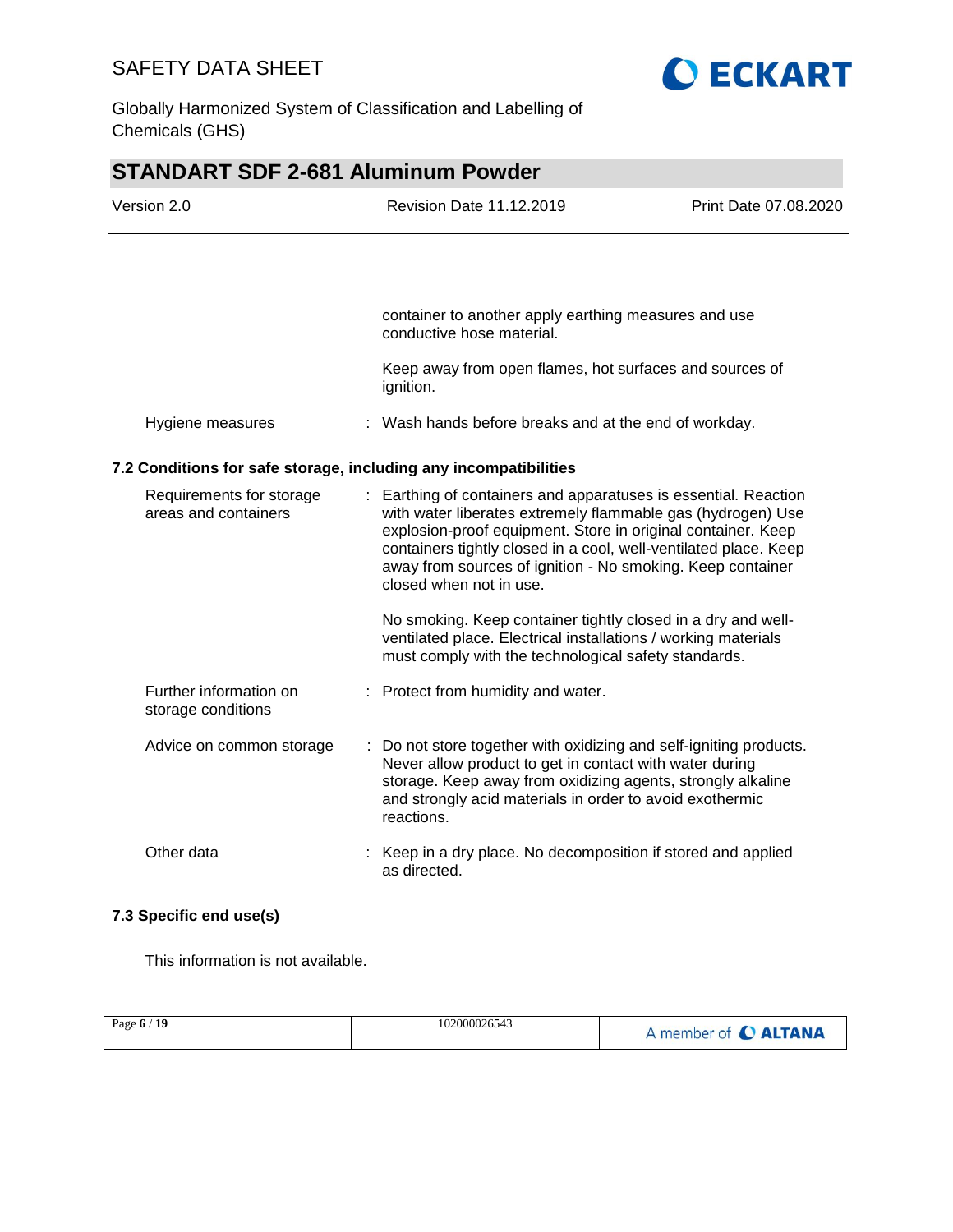container to another apply earthing measures and use conductive hose material.

Keep away from open flames, hot surfaces and sources of ignition.

Hygiene measures : Wash hands before breaks and at the end of workday.

### 7.2 Conditions for safe storage, including any incompatibilities

Requirements for storage areas and containers : Earthing of containers and apparatuses is essential. Reaction with water liberates extremely flammable gas (hydrogen) Use explosion-proof equipment. Store in original container. Keep containers tightly closed in a cool, well-ventilated place. Keep away from sources of ignition - No smoking. Keep container closed when not in use.

No smoking. Keep container tightly closed in a dry and well-ventilated place. Electrical installations / working materials must comply with the technological safety standards.

Further information on storage conditions : Protect from humidity and water.

Advice on common storage : Do not store together with oxidizing and self-igniting products. Never allow product to get in contact with water during storage. Keep away from oxidizing agents, strongly alkaline and strongly acid materials in order to avoid exothermic reactions.

Other data : Keep in a dry place. No decomposition if stored and applied as directed.

### 7.3 Specific end use(s)

This information is not available.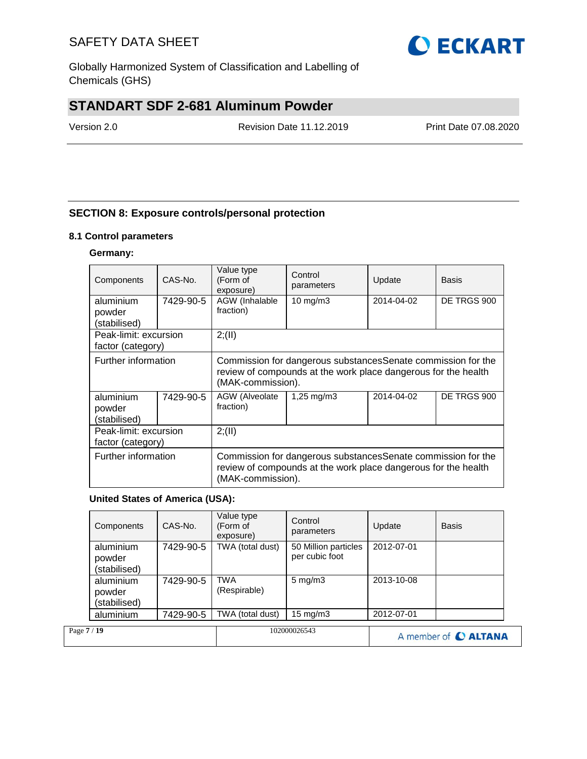## SECTION 8: Exposure controls/personal protection

### 8.1 Control parameters

**Germany:**

| Components | CAS-No. | Value type (Form of exposure) | Control parameters | Update | Basis |
|---|---|---|---|---|---|
| aluminium powder (stabilised) | 7429-90-5 | AGW (Inhalable fraction) | 10 mg/m3 | 2014-04-02 | DE TRGS 900 |
| Peak-limit: excursion factor (category) | | 2;(II) | | | |
| Further information | | Commission for dangerous substancesSenate commission for the review of compounds at the work place dangerous for the health (MAK-commission). | | | |
| aluminium powder (stabilised) | 7429-90-5 | AGW (Alveolate fraction) | 1,25 mg/m3 | 2014-04-02 | DE TRGS 900 |
| Peak-limit: excursion factor (category) | | 2;(II) | | | |
| Further information | | Commission for dangerous substancesSenate commission for the review of compounds at the work place dangerous for the health (MAK-commission). | | | |

**United States of America (USA):**

| Components | CAS-No. | Value type (Form of exposure) | Control parameters | Update | Basis |
|---|---|---|---|---|---|
| aluminium powder (stabilised) | 7429-90-5 | TWA (total dust) | 50 Million particles per cubic foot | 2012-07-01 | |
| aluminium powder (stabilised) | 7429-90-5 | TWA (Respirable) | 5 mg/m3 | 2013-10-08 | |
| aluminium | 7429-90-5 | TWA (total dust) | 15 mg/m3 | 2012-07-01 | |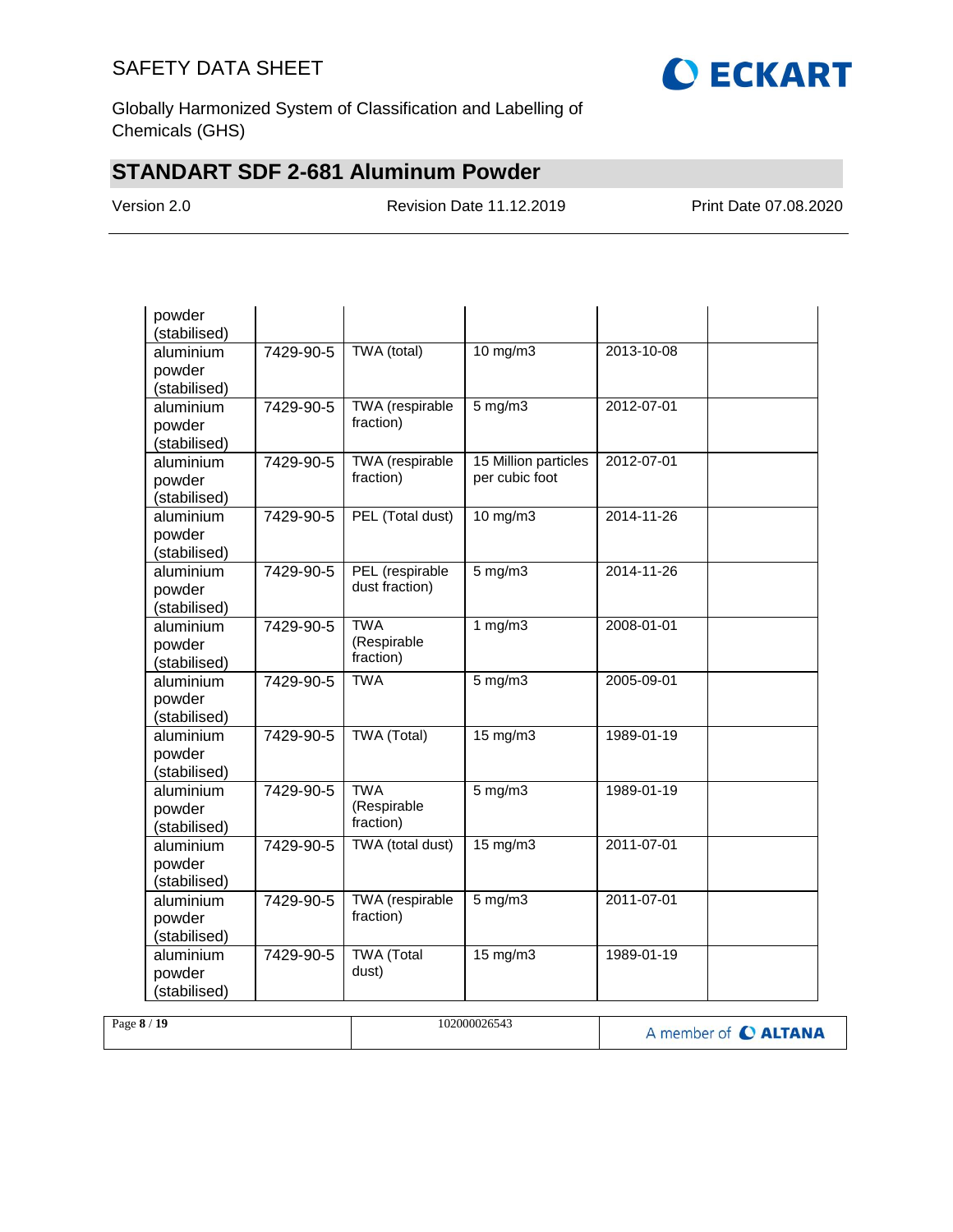| | | | | | |
|---|---|---|---|---|---|
| powder (stabilised) | | | | | |
| aluminium powder (stabilised) | 7429-90-5 | TWA (total) | 10 mg/m3 | 2013-10-08 | |
| aluminium powder (stabilised) | 7429-90-5 | TWA (respirable fraction) | 5 mg/m3 | 2012-07-01 | |
| aluminium powder (stabilised) | 7429-90-5 | TWA (respirable fraction) | 15 Million particles per cubic foot | 2012-07-01 | |
| aluminium powder (stabilised) | 7429-90-5 | PEL (Total dust) | 10 mg/m3 | 2014-11-26 | |
| aluminium powder (stabilised) | 7429-90-5 | PEL (respirable dust fraction) | 5 mg/m3 | 2014-11-26 | |
| aluminium powder (stabilised) | 7429-90-5 | TWA (Respirable fraction) | 1 mg/m3 | 2008-01-01 | |
| aluminium powder (stabilised) | 7429-90-5 | TWA | 5 mg/m3 | 2005-09-01 | |
| aluminium powder (stabilised) | 7429-90-5 | TWA (Total) | 15 mg/m3 | 1989-01-19 | |
| aluminium powder (stabilised) | 7429-90-5 | TWA (Respirable fraction) | 5 mg/m3 | 1989-01-19 | |
| aluminium powder (stabilised) | 7429-90-5 | TWA (total dust) | 15 mg/m3 | 2011-07-01 | |
| aluminium powder (stabilised) | 7429-90-5 | TWA (respirable fraction) | 5 mg/m3 | 2011-07-01 | |
| aluminium powder (stabilised) | 7429-90-5 | TWA (Total dust) | 15 mg/m3 | 1989-01-19 | |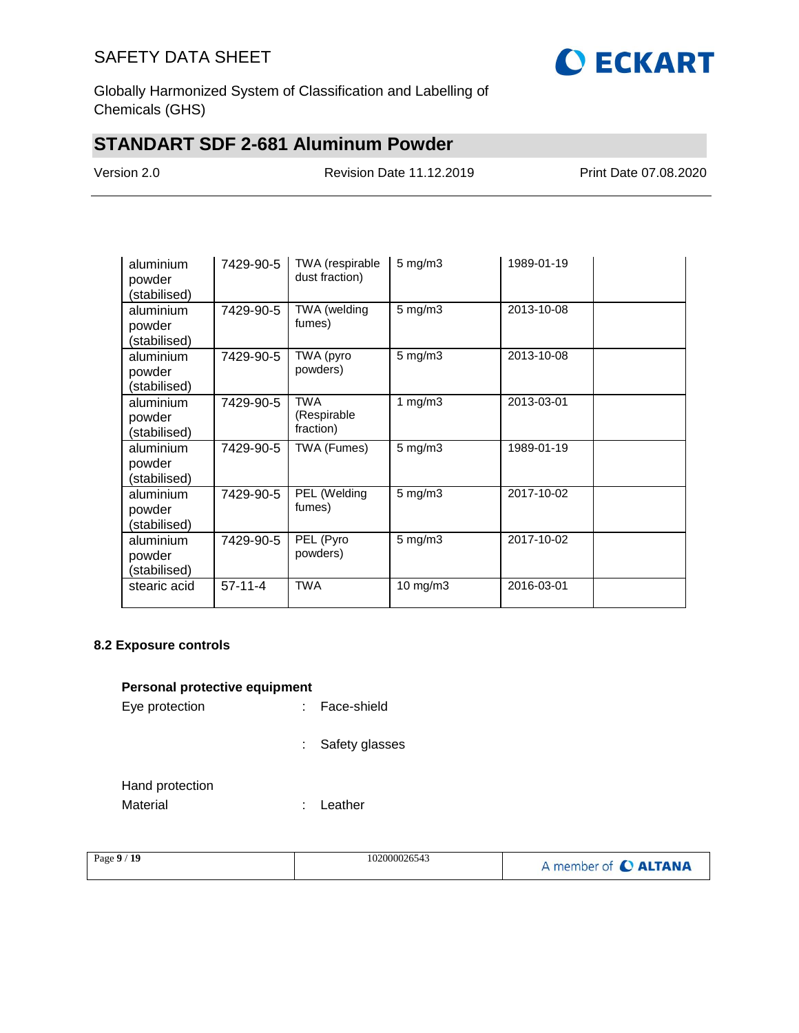| | | | | | |
|---|---|---|---|---|---|
| aluminium powder (stabilised) | 7429-90-5 | TWA (respirable dust fraction) | 5 mg/m3 | 1989-01-19 | |
| aluminium powder (stabilised) | 7429-90-5 | TWA (welding fumes) | 5 mg/m3 | 2013-10-08 | |
| aluminium powder (stabilised) | 7429-90-5 | TWA (pyro powders) | 5 mg/m3 | 2013-10-08 | |
| aluminium powder (stabilised) | 7429-90-5 | TWA (Respirable fraction) | 1 mg/m3 | 2013-03-01 | |
| aluminium powder (stabilised) | 7429-90-5 | TWA (Fumes) | 5 mg/m3 | 1989-01-19 | |
| aluminium powder (stabilised) | 7429-90-5 | PEL (Welding fumes) | 5 mg/m3 | 2017-10-02 | |
| aluminium powder (stabilised) | 7429-90-5 | PEL (Pyro powders) | 5 mg/m3 | 2017-10-02 | |
| stearic acid | 57-11-4 | TWA | 10 mg/m3 | 2016-03-01 | |

### 8.2 Exposure controls

**Personal protective equipment**

Eye protection : Face-shield

: Safety glasses

Hand protection

Material : Leather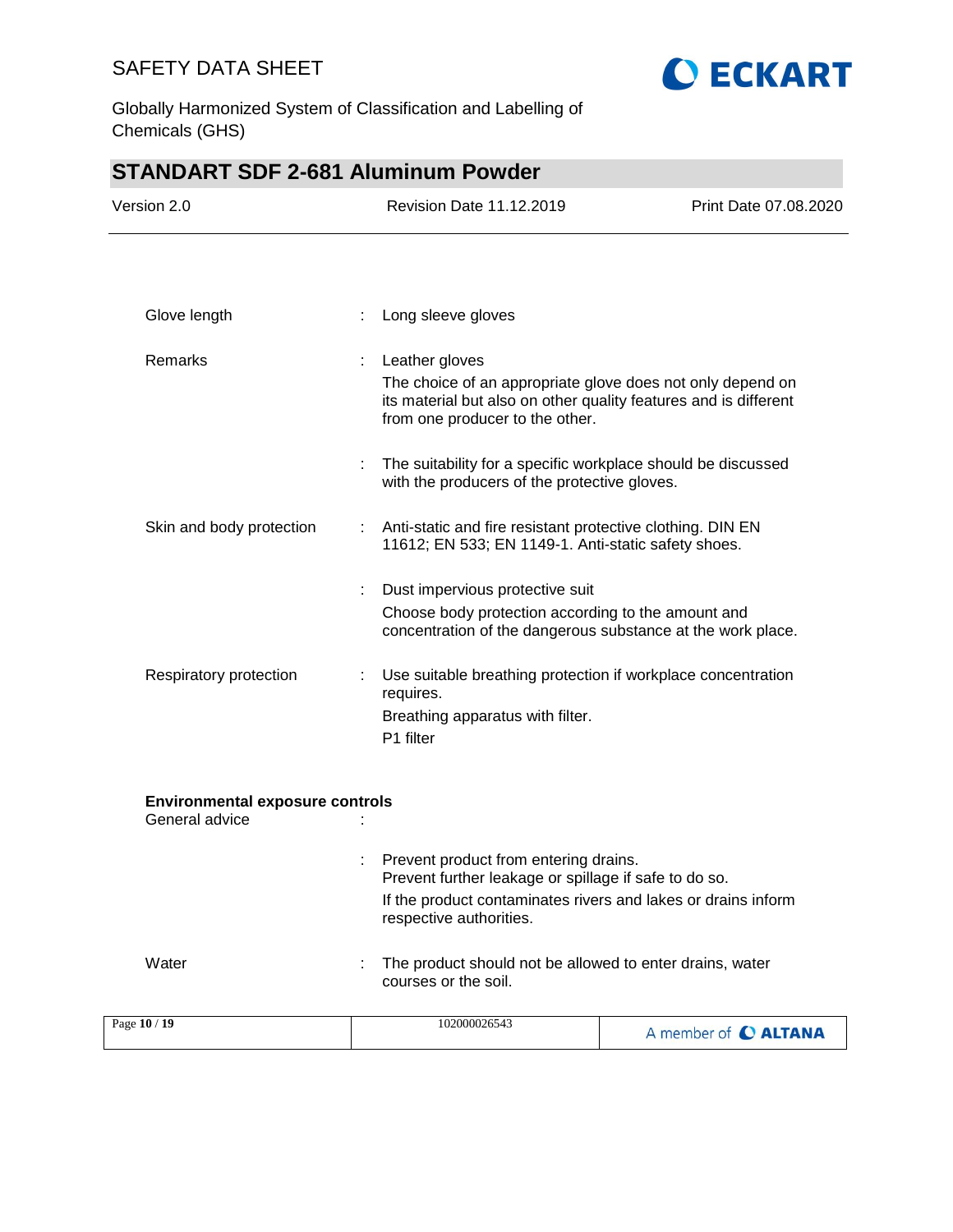| | | |
|---|---|---|
| Glove length | : | Long sleeve gloves |
| Remarks | : | Leather gloves<br>The choice of an appropriate glove does not only depend on its material but also on other quality features and is different from one producer to the other. |
| | : | The suitability for a specific workplace should be discussed with the producers of the protective gloves. |
| Skin and body protection | : | Anti-static and fire resistant protective clothing. DIN EN 11612; EN 533; EN 1149-1. Anti-static safety shoes. |
| | : | Dust impervious protective suit<br>Choose body protection according to the amount and concentration of the dangerous substance at the work place. |
| Respiratory protection | : | Use suitable breathing protection if workplace concentration requires.<br>Breathing apparatus with filter.<br>P1 filter |

**Environmental exposure controls**

| | | |
|---|---|---|
| General advice | : | |
| | : | Prevent product from entering drains.<br>Prevent further leakage or spillage if safe to do so.<br>If the product contaminates rivers and lakes or drains inform respective authorities. |
| Water | : | The product should not be allowed to enter drains, water courses or the soil. |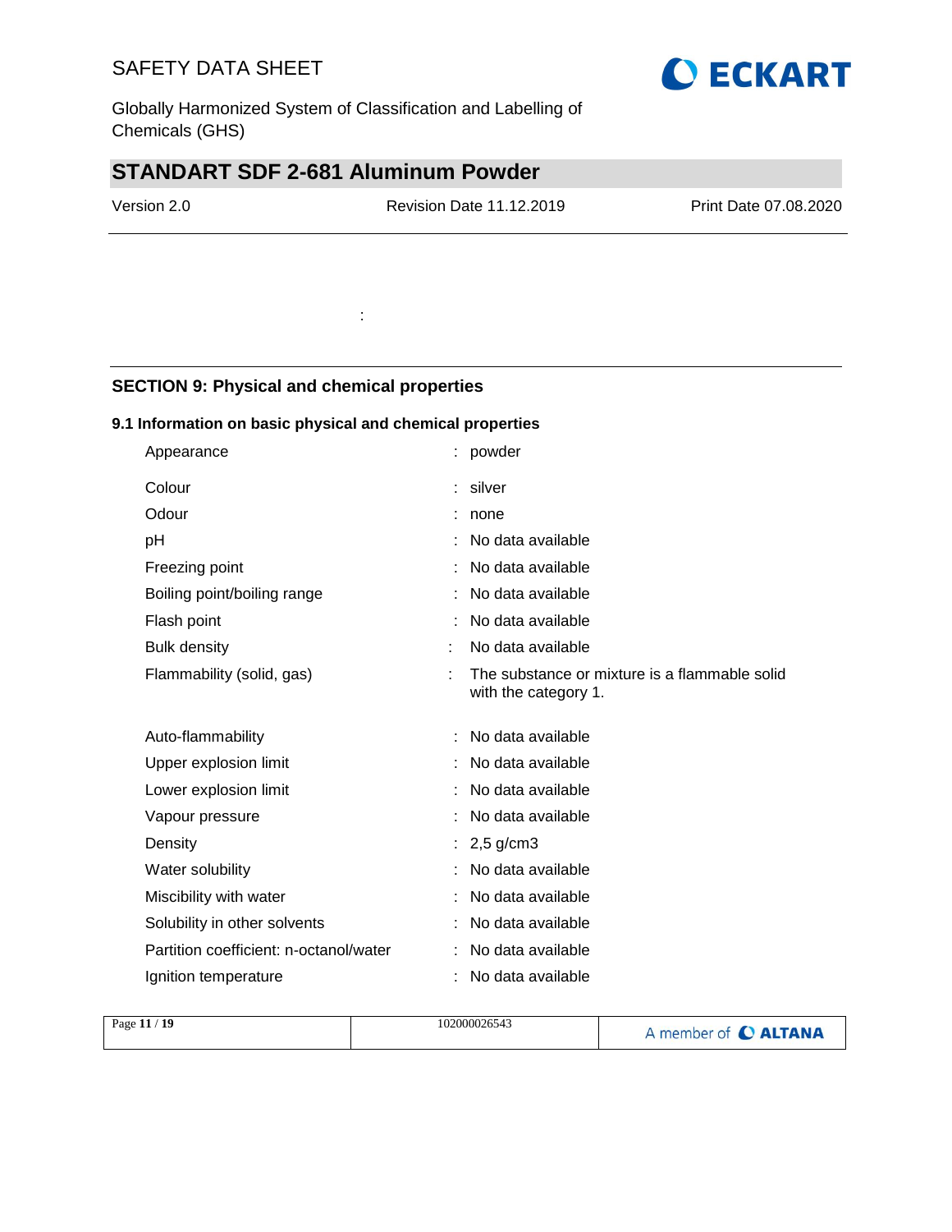:

## SECTION 9: Physical and chemical properties

### 9.1 Information on basic physical and chemical properties

| Property | | Value |
|---|---|---|
| Appearance | : | powder |
| Colour | : | silver |
| Odour | : | none |
| pH | : | No data available |
| Freezing point | : | No data available |
| Boiling point/boiling range | : | No data available |
| Flash point | : | No data available |
| Bulk density | : | No data available |
| Flammability (solid, gas) | : | The substance or mixture is a flammable solid with the category 1. |
| Auto-flammability | : | No data available |
| Upper explosion limit | : | No data available |
| Lower explosion limit | : | No data available |
| Vapour pressure | : | No data available |
| Density | : | 2,5 g/cm3 |
| Water solubility | : | No data available |
| Miscibility with water | : | No data available |
| Solubility in other solvents | : | No data available |
| Partition coefficient: n-octanol/water | : | No data available |
| Ignition temperature | : | No data available |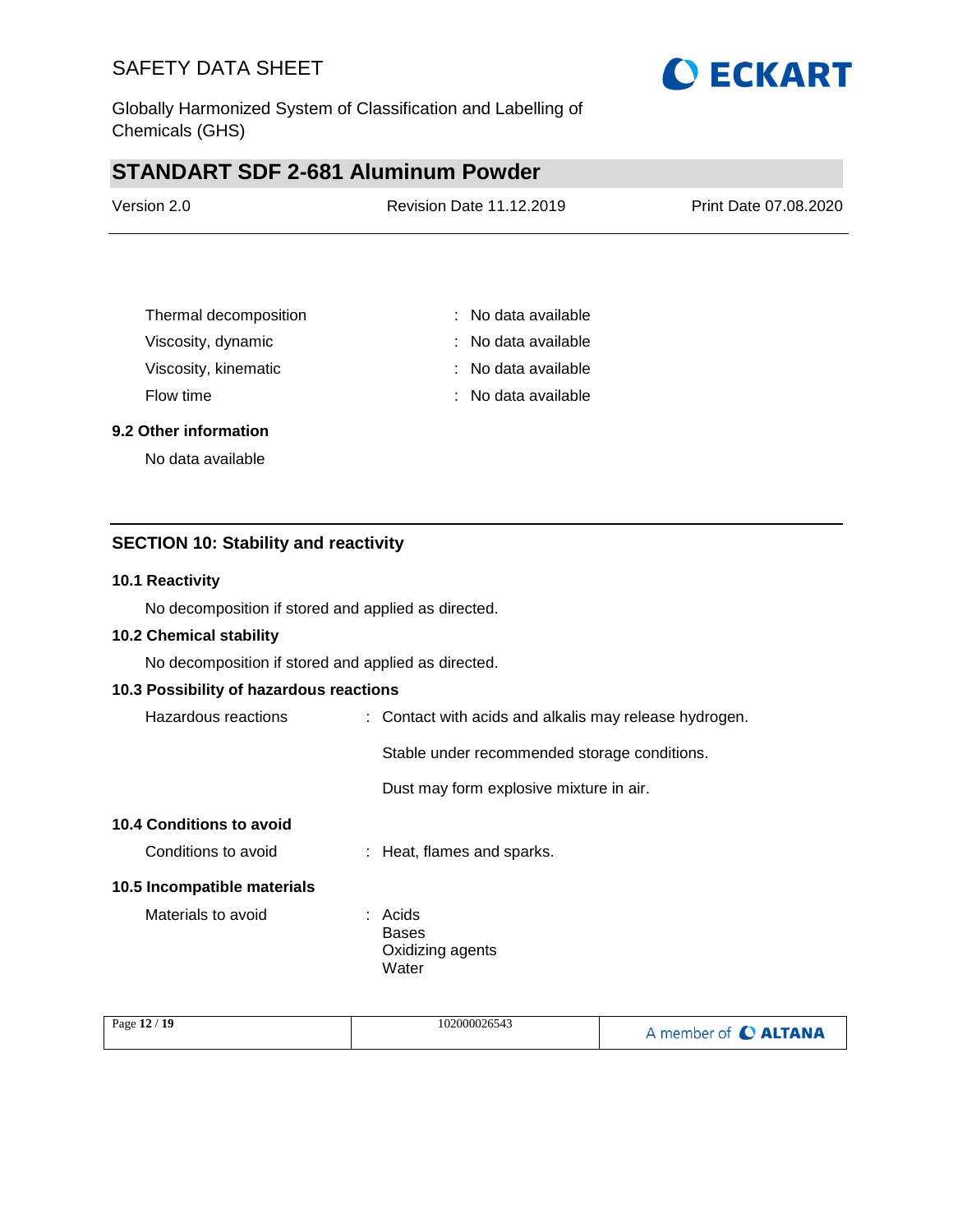| | |
|---|---|
| Thermal decomposition | : No data available |
| Viscosity, dynamic | : No data available |
| Viscosity, kinematic | : No data available |
| Flow time | : No data available |

### 9.2 Other information

No data available

## SECTION 10: Stability and reactivity

### 10.1 Reactivity

No decomposition if stored and applied as directed.

### 10.2 Chemical stability

No decomposition if stored and applied as directed.

### 10.3 Possibility of hazardous reactions

Hazardous reactions : Contact with acids and alkalis may release hydrogen.

Stable under recommended storage conditions.

Dust may form explosive mixture in air.

### 10.4 Conditions to avoid

Conditions to avoid : Heat, flames and sparks.

### 10.5 Incompatible materials

Materials to avoid : Acids
Bases
Oxidizing agents
Water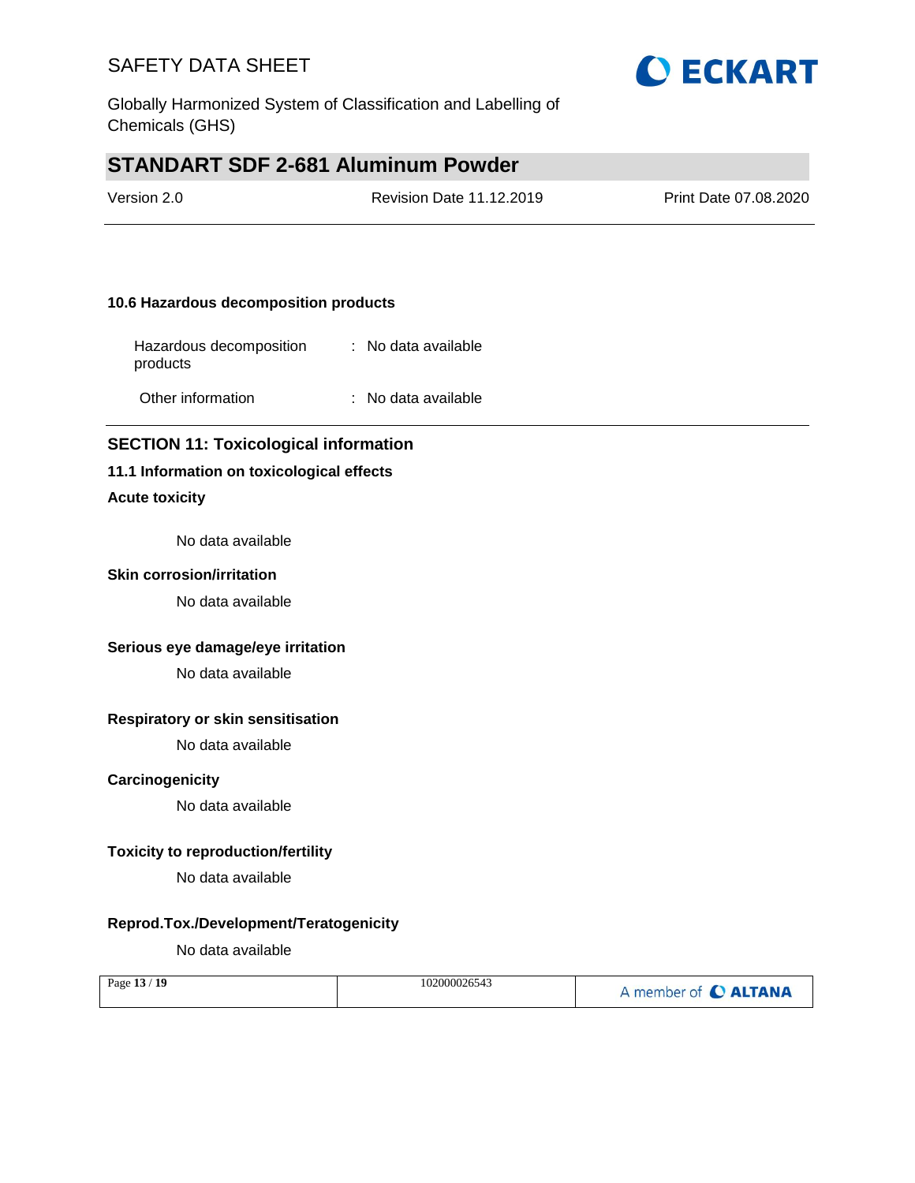### 10.6 Hazardous decomposition products

| | | |
|---|---|---|
| Hazardous decomposition products | : | No data available |
| Other information | : | No data available |

## SECTION 11: Toxicological information

### 11.1 Information on toxicological effects

**Acute toxicity**

No data available

**Skin corrosion/irritation**

No data available

**Serious eye damage/eye irritation**

No data available

**Respiratory or skin sensitisation**

No data available

**Carcinogenicity**

No data available

**Toxicity to reproduction/fertility**

No data available

**Reprod.Tox./Development/Teratogenicity**

No data available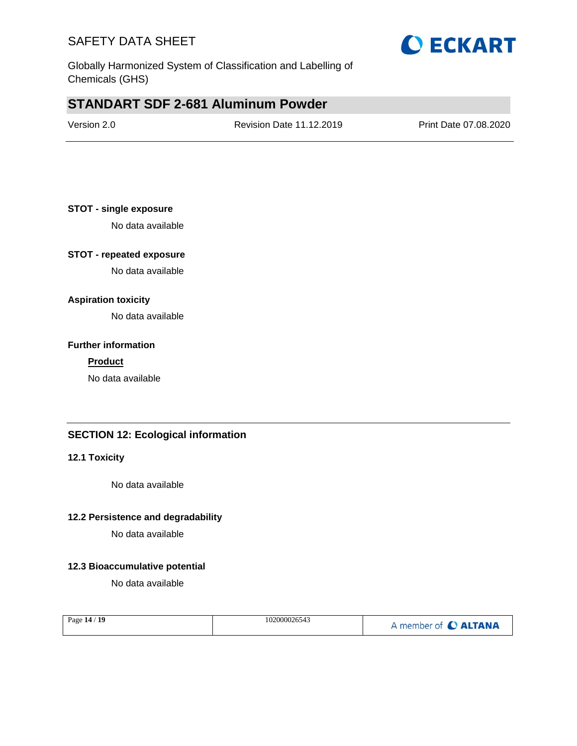**STOT - single exposure**

No data available

**STOT - repeated exposure**

No data available

**Aspiration toxicity**

No data available

**Further information**

**Product**

No data available

## SECTION 12: Ecological information

### 12.1 Toxicity

No data available

### 12.2 Persistence and degradability

No data available

### 12.3 Bioaccumulative potential

No data available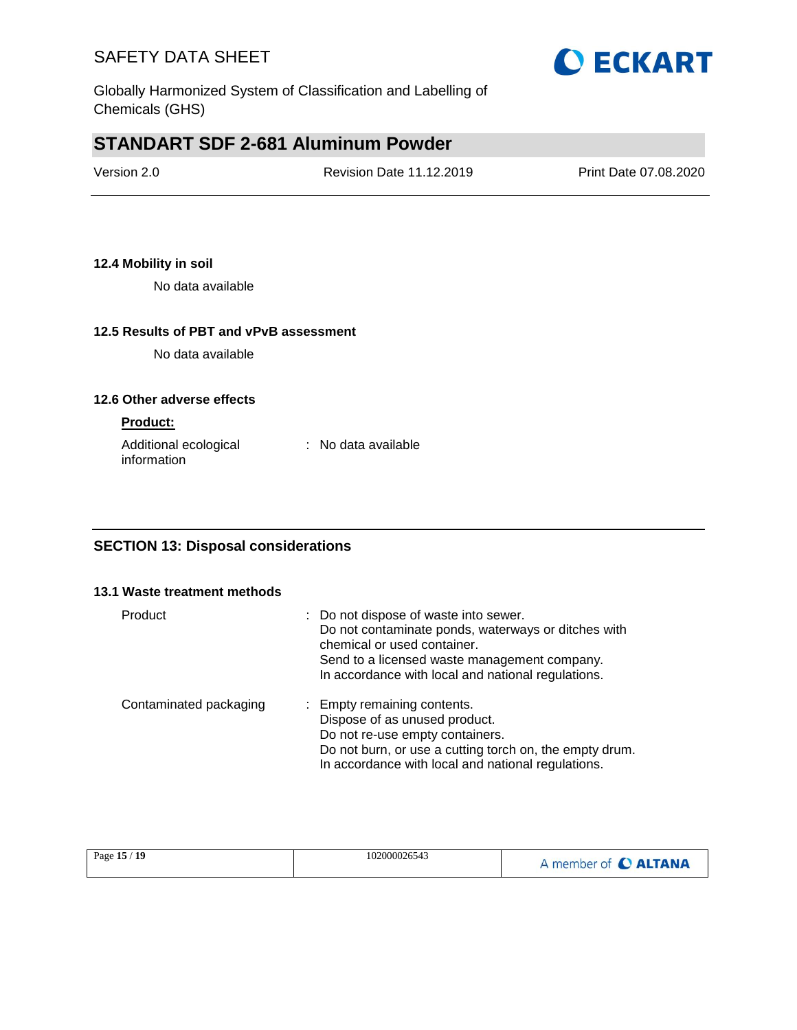### 12.4 Mobility in soil

No data available

### 12.5 Results of PBT and vPvB assessment

No data available

### 12.6 Other adverse effects

**Product:**

Additional ecological information : No data available

## SECTION 13: Disposal considerations

### 13.1 Waste treatment methods

| | |
|---|---|
| Product | : Do not dispose of waste into sewer.<br>Do not contaminate ponds, waterways or ditches with chemical or used container.<br>Send to a licensed waste management company.<br>In accordance with local and national regulations. |
| Contaminated packaging | : Empty remaining contents.<br>Dispose of as unused product.<br>Do not re-use empty containers.<br>Do not burn, or use a cutting torch on, the empty drum.<br>In accordance with local and national regulations. |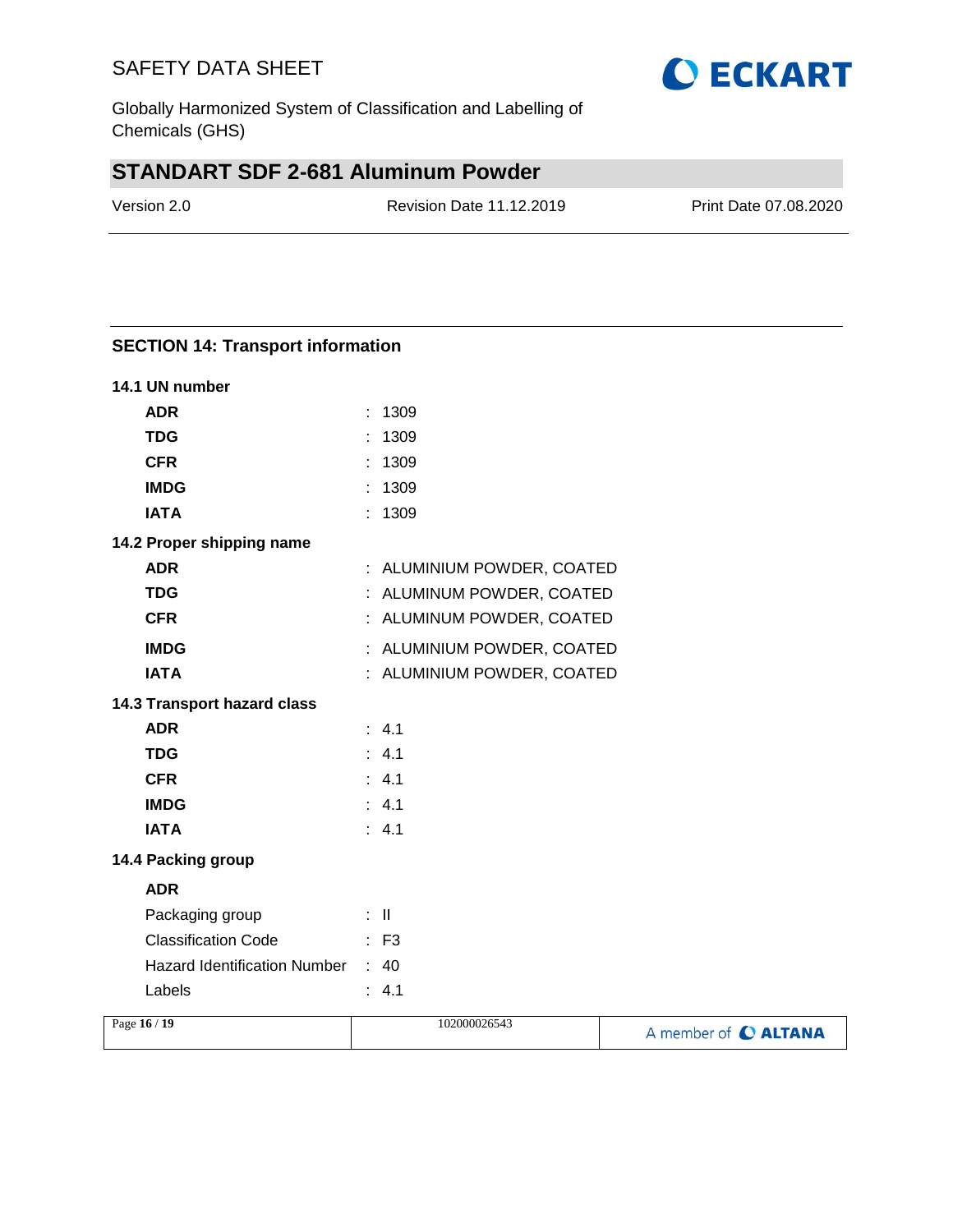## SECTION 14: Transport information

### 14.1 UN number

| | | |
|---|---|---|
| **ADR** | : | 1309 |
| **TDG** | : | 1309 |
| **CFR** | : | 1309 |
| **IMDG** | : | 1309 |
| **IATA** | : | 1309 |

### 14.2 Proper shipping name

| | | |
|---|---|---|
| **ADR** | : | ALUMINIUM POWDER, COATED |
| **TDG** | : | ALUMINUM POWDER, COATED |
| **CFR** | : | ALUMINUM POWDER, COATED |
| **IMDG** | : | ALUMINIUM POWDER, COATED |
| **IATA** | : | ALUMINIUM POWDER, COATED |

### 14.3 Transport hazard class

| | | |
|---|---|---|
| **ADR** | : | 4.1 |
| **TDG** | : | 4.1 |
| **CFR** | : | 4.1 |
| **IMDG** | : | 4.1 |
| **IATA** | : | 4.1 |

### 14.4 Packing group

**ADR**

| | | |
|---|---|---|
| Packaging group | : | II |
| Classification Code | : | F3 |
| Hazard Identification Number | : | 40 |
| Labels | : | 4.1 |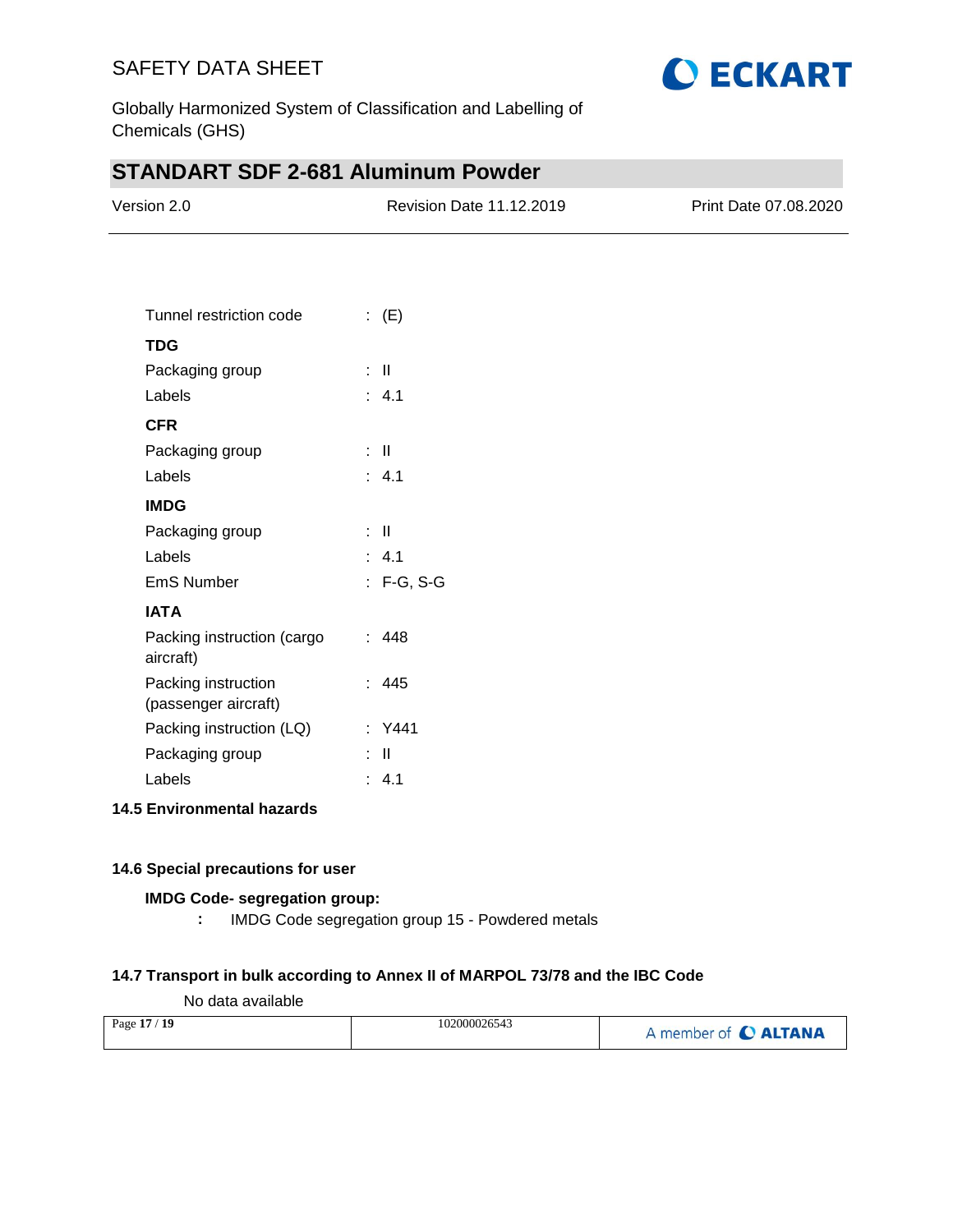Tunnel restriction code : (E)

**TDG**

Packaging group : II

Labels : 4.1

**CFR**

Packaging group : II

Labels : 4.1

**IMDG**

Packaging group : II

Labels : 4.1

EmS Number : F-G, S-G

**IATA**

Packing instruction (cargo aircraft) : 448

Packing instruction (passenger aircraft) : 445

Packing instruction (LQ) : Y441

Packaging group : II

Labels : 4.1

**14.5 Environmental hazards**

**14.6 Special precautions for user**

**IMDG Code- segregation group:**

**:** IMDG Code segregation group 15 - Powdered metals

**14.7 Transport in bulk according to Annex II of MARPOL 73/78 and the IBC Code**

No data available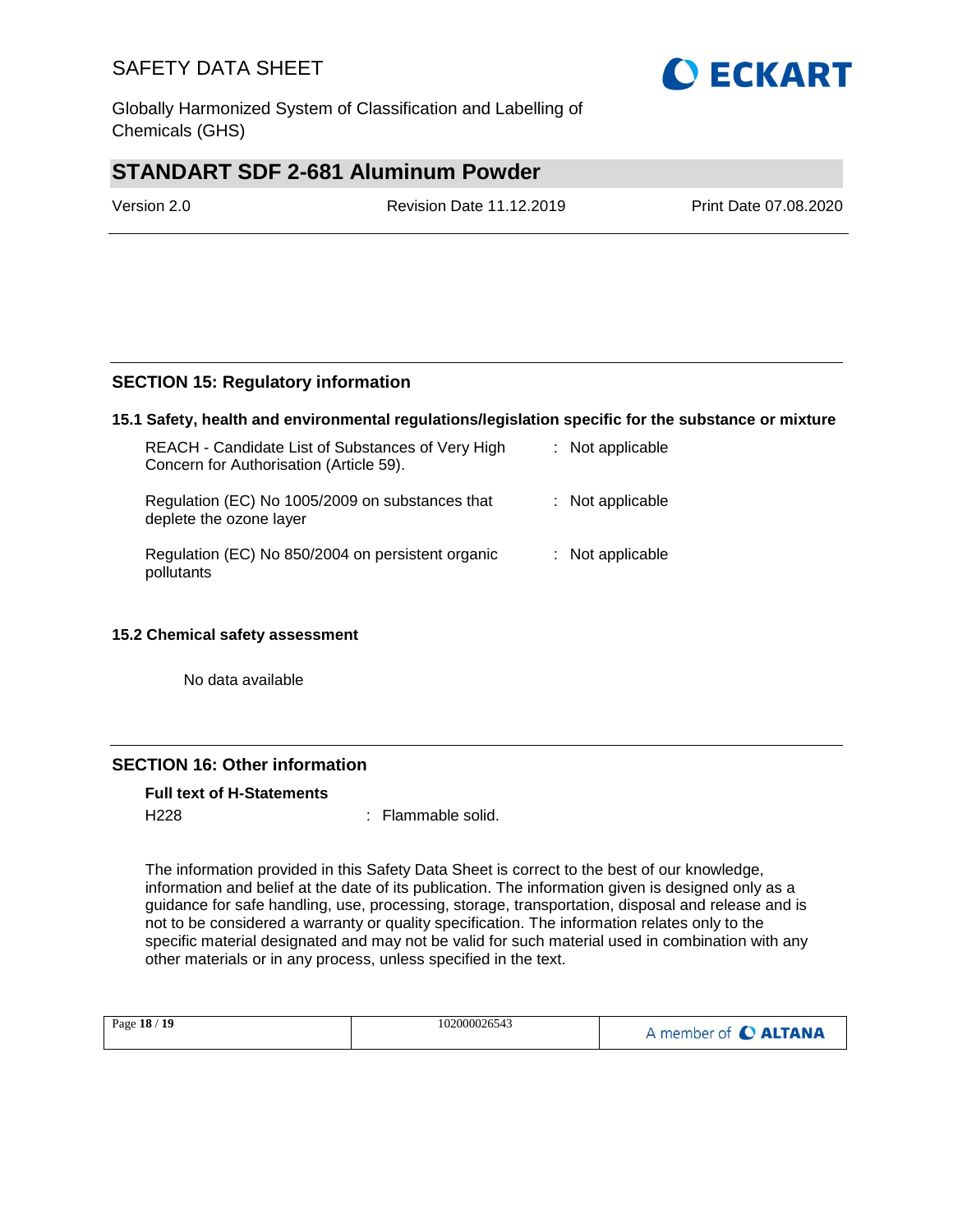## SECTION 15: Regulatory information

### 15.1 Safety, health and environmental regulations/legislation specific for the substance or mixture

| | |
|---|---|
| REACH - Candidate List of Substances of Very High Concern for Authorisation (Article 59). | : Not applicable |
| Regulation (EC) No 1005/2009 on substances that deplete the ozone layer | : Not applicable |
| Regulation (EC) No 850/2004 on persistent organic pollutants | : Not applicable |

### 15.2 Chemical safety assessment

No data available

## SECTION 16: Other information

**Full text of H-Statements**

H228 : Flammable solid.

The information provided in this Safety Data Sheet is correct to the best of our knowledge, information and belief at the date of its publication. The information given is designed only as a guidance for safe handling, use, processing, storage, transportation, disposal and release and is not to be considered a warranty or quality specification. The information relates only to the specific material designated and may not be valid for such material used in combination with any other materials or in any process, unless specified in the text.